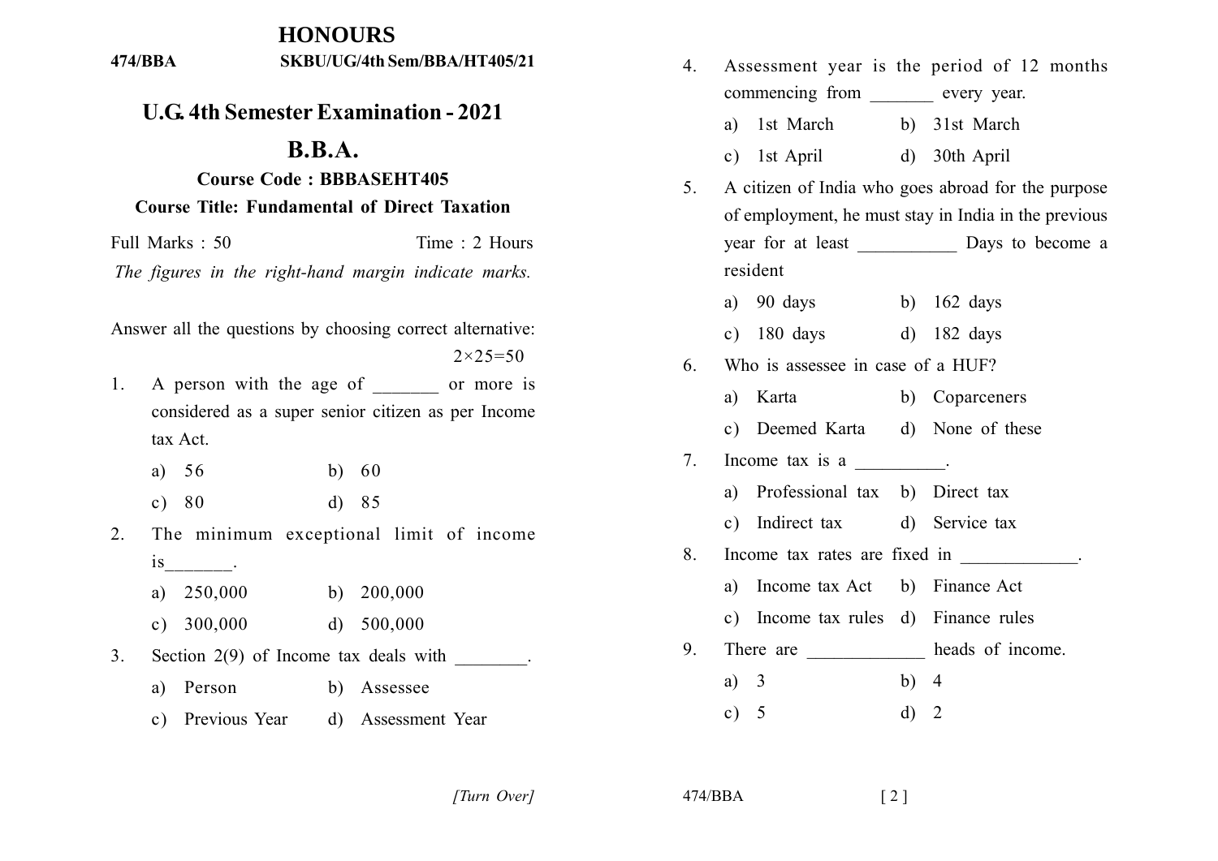# HONOURS

**474/BBA** **SKBU/UG/4th Sem/BBA/HT405/21**

## U.G. 4th Semester Examination - 2021

## B.B.A.

### Course Code : BBBASEHT405

### Course Title: Fundamental of Direct Taxation

Full Marks : 50 Time : 2 Hours

*The figures in the right-hand margin indicate marks.*

Answer all the questions by choosing correct alternative: $2 \times 25 = 50$

1. A person with the age of _______ or more is considered as a super senior citizen as per Income tax Act.
   - a) 56
   - b) 60
   - c) 80
   - d) 85

2. The minimum exceptional limit of income is_______.
   - a) 250,000
   - b) 200,000
   - c) 300,000
   - d) 500,000

3. Section 2(9) of Income tax deals with ________.
   - a) Person
   - b) Assessee
   - c) Previous Year
   - d) Assessment Year

4. Assessment year is the period of 12 months commencing from _______ every year.
   - a) 1st March
   - b) 31st March
   - c) 1st April
   - d) 30th April

5. A citizen of India who goes abroad for the purpose of employment, he must stay in India in the previous year for at least ___________ Days to become a resident
   - a) 90 days
   - b) 162 days
   - c) 180 days
   - d) 182 days

6. Who is assessee in case of a HUF?
   - a) Karta
   - b) Coparceners
   - c) Deemed Karta
   - d) None of these

7. Income tax is a __________.
   - a) Professional tax
   - b) Direct tax
   - c) Indirect tax
   - d) Service tax

8. Income tax rates are fixed in _____________.
   - a) Income tax Act
   - b) Finance Act
   - c) Income tax rules
   - d) Finance rules

9. There are _____________ heads of income.
   - a) 3
   - b) 4
   - c) 5
   - d) 2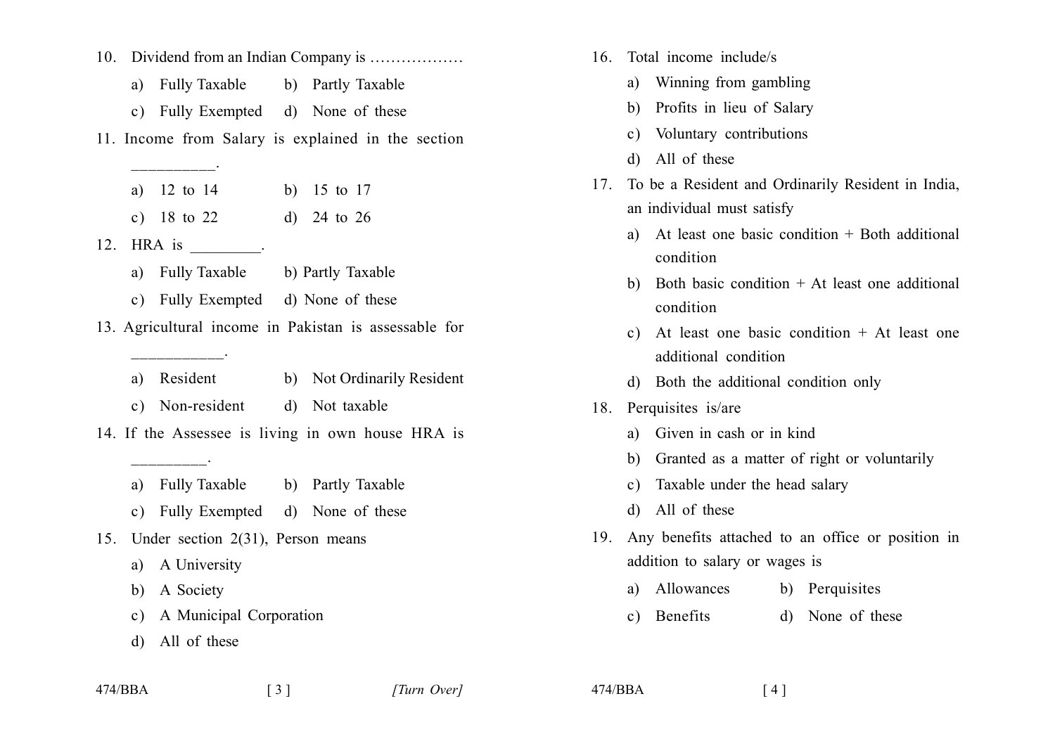10. Dividend from an Indian Company is ………………
    a) Fully Taxable  b) Partly Taxable
    c) Fully Exempted  d) None of these

11. Income from Salary is explained in the section __________.
    a) 12 to 14  b) 15 to 17
    c) 18 to 22  d) 24 to 26

12. HRA is _________.
    a) Fully Taxable  b) Partly Taxable
    c) Fully Exempted  d) None of these

13. Agricultural income in Pakistan is assessable for ___________.
    a) Resident  b) Not Ordinarily Resident
    c) Non-resident  d) Not taxable

14. If the Assessee is living in own house HRA is _________.
    a) Fully Taxable  b) Partly Taxable
    c) Fully Exempted  d) None of these

15. Under section 2(31), Person means
    a) A University
    b) A Society
    c) A Municipal Corporation
    d) All of these

16. Total income include/s
    a) Winning from gambling
    b) Profits in lieu of Salary
    c) Voluntary contributions
    d) All of these

17. To be a Resident and Ordinarily Resident in India, an individual must satisfy
    a) At least one basic condition + Both additional condition
    b) Both basic condition + At least one additional condition
    c) At least one basic condition + At least one additional condition
    d) Both the additional condition only

18. Perquisites is/are
    a) Given in cash or in kind
    b) Granted as a matter of right or voluntarily
    c) Taxable under the head salary
    d) All of these

19. Any benefits attached to an office or position in addition to salary or wages is
    a) Allowances  b) Perquisites
    c) Benefits  d) None of these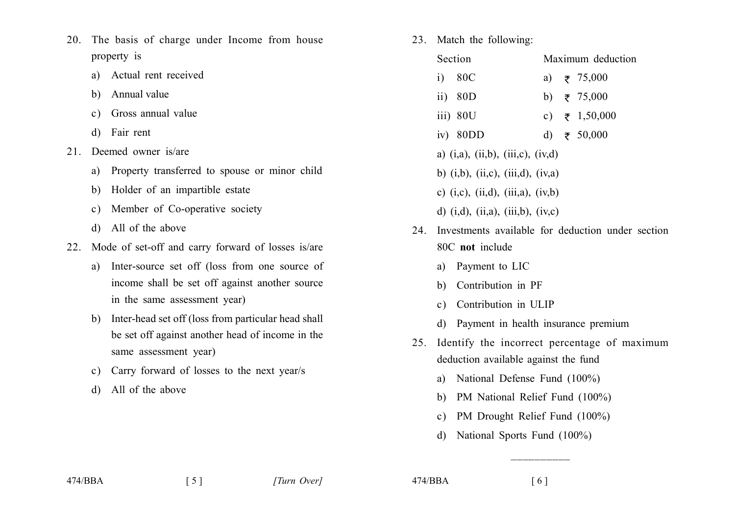20. The basis of charge under Income from house property is
    a) Actual rent received
    b) Annual value
    c) Gross annual value
    d) Fair rent

21. Deemed owner is/are
    a) Property transferred to spouse or minor child
    b) Holder of an impartible estate
    c) Member of Co-operative society
    d) All of the above

22. Mode of set-off and carry forward of losses is/are
    a) Inter-source set off (loss from one source of income shall be set off against another source in the same assessment year)
    b) Inter-head set off (loss from particular head shall be set off against another head of income in the same assessment year)
    c) Carry forward of losses to the next year/s
    d) All of the above

23. Match the following:

| Section | Maximum deduction |
|---|---|
| i) 80C | a) ₹ 75,000 |
| ii) 80D | b) ₹ 75,000 |
| iii) 80U | c) ₹ 1,50,000 |
| iv) 80DD | d) ₹ 50,000 |

    a) (i,a), (ii,b), (iii,c), (iv,d)
    b) (i,b), (ii,c), (iii,d), (iv,a)
    c) (i,c), (ii,d), (iii,a), (iv,b)
    d) (i,d), (ii,a), (iii,b), (iv,c)

24. Investments available for deduction under section 80C **not** include
    a) Payment to LIC
    b) Contribution in PF
    c) Contribution in ULIP
    d) Payment in health insurance premium

25. Identify the incorrect percentage of maximum deduction available against the fund
    a) National Defense Fund (100%)
    b) PM National Relief Fund (100%)
    c) PM Drought Relief Fund (100%)
    d) National Sports Fund (100%)